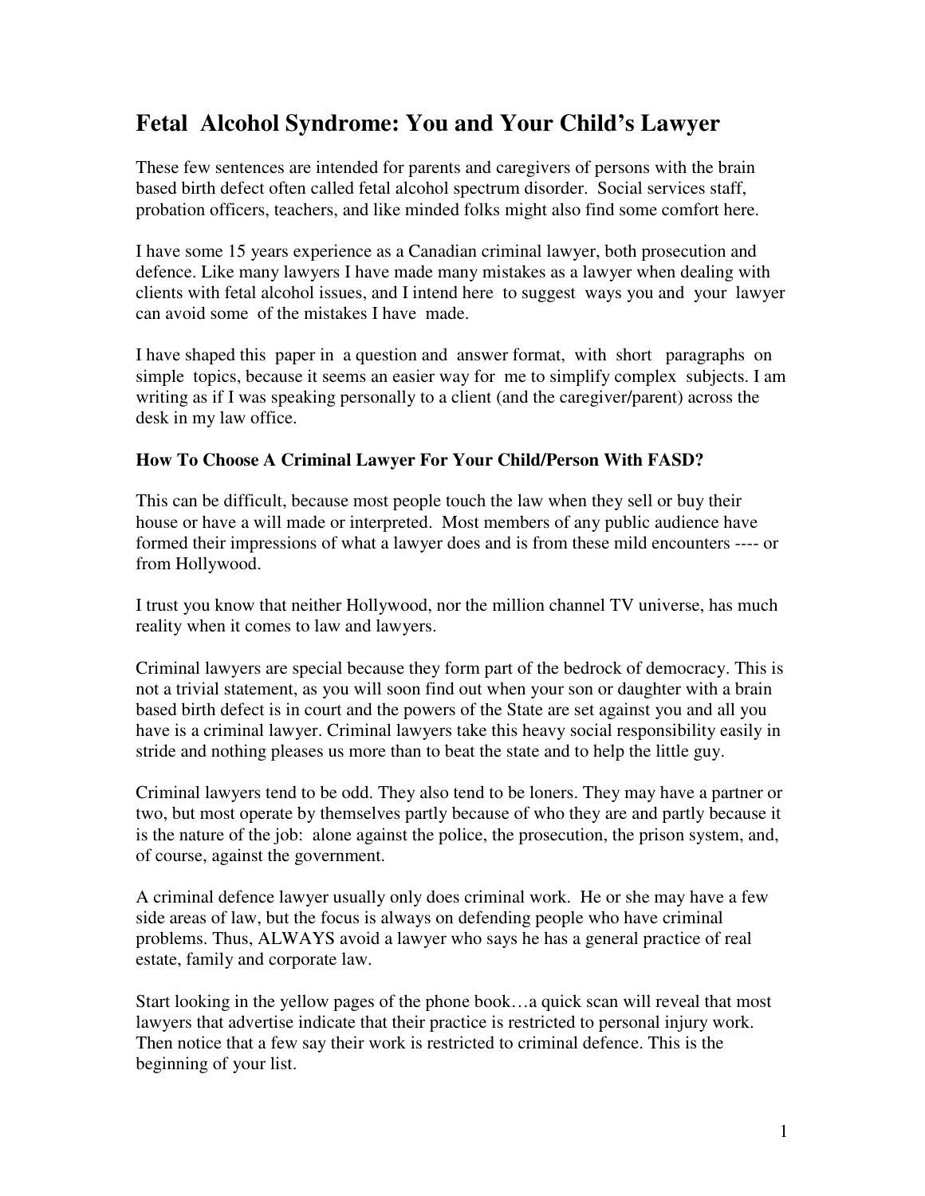# Fetal Alcohol Syndrome: You and Your Child's Lawyer

These few sentences are intended for parents and caregivers of persons with the brain based birth defect often called fetal alcohol spectrum disorder. Social services staff, probation officers, teachers, and like minded folks might also find some comfort here.

I have some 15 years experience as a Canadian criminal lawyer, both prosecution and defence. Like many lawyers I have made many mistakes as a lawyer when dealing with clients with fetal alcohol issues, and I intend here to suggest ways you and your lawyer can avoid some of the mistakes I have made.

I have shaped this paper in a question and answer format, with short paragraphs on simple topics, because it seems an easier way for me to simplify complex subjects. I am writing as if I was speaking personally to a client (and the caregiver/parent) across the desk in my law office.

### How To Choose A Criminal Lawyer For Your Child/Person With FASD?

This can be difficult, because most people touch the law when they sell or buy their house or have a will made or interpreted. Most members of any public audience have formed their impressions of what a lawyer does and is from these mild encounters ---- or from Hollywood.

I trust you know that neither Hollywood, nor the million channel TV universe, has much reality when it comes to law and lawyers.

Criminal lawyers are special because they form part of the bedrock of democracy. This is not a trivial statement, as you will soon find out when your son or daughter with a brain based birth defect is in court and the powers of the State are set against you and all you have is a criminal lawyer. Criminal lawyers take this heavy social responsibility easily in stride and nothing pleases us more than to beat the state and to help the little guy.

Criminal lawyers tend to be odd. They also tend to be loners. They may have a partner or two, but most operate by themselves partly because of who they are and partly because it is the nature of the job: alone against the police, the prosecution, the prison system, and, of course, against the government.

A criminal defence lawyer usually only does criminal work. He or she may have a few side areas of law, but the focus is always on defending people who have criminal problems. Thus, ALWAYS avoid a lawyer who says he has a general practice of real estate, family and corporate law.

Start looking in the yellow pages of the phone book…a quick scan will reveal that most lawyers that advertise indicate that their practice is restricted to personal injury work. Then notice that a few say their work is restricted to criminal defence. This is the beginning of your list.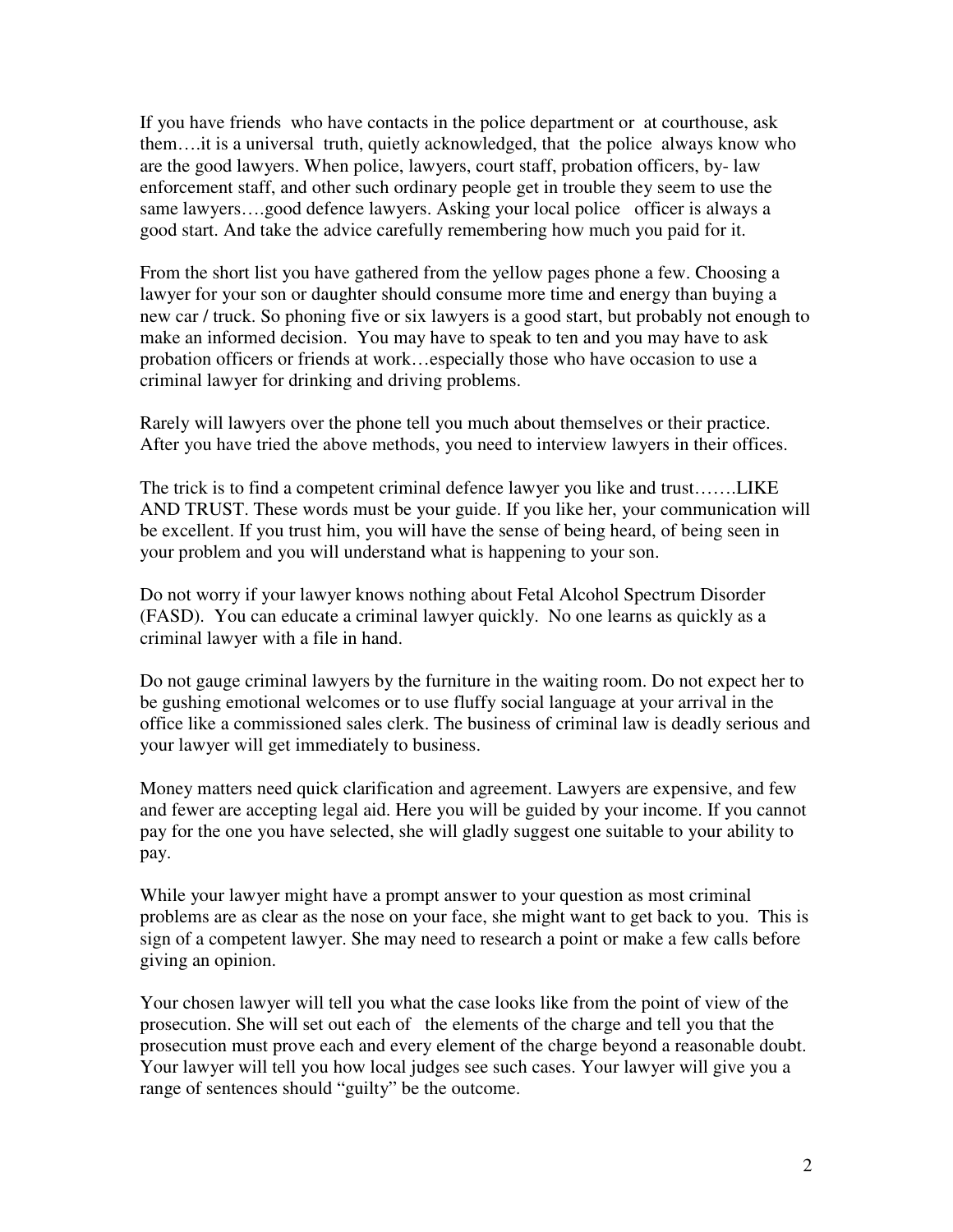If you have friends who have contacts in the police department or at courthouse, ask them….it is a universal truth, quietly acknowledged, that the police always know who are the good lawyers. When police, lawyers, court staff, probation officers, by- law enforcement staff, and other such ordinary people get in trouble they seem to use the same lawyers….good defence lawyers. Asking your local police officer is always a good start. And take the advice carefully remembering how much you paid for it.

From the short list you have gathered from the yellow pages phone a few. Choosing a lawyer for your son or daughter should consume more time and energy than buying a new car / truck. So phoning five or six lawyers is a good start, but probably not enough to make an informed decision. You may have to speak to ten and you may have to ask probation officers or friends at work…especially those who have occasion to use a criminal lawyer for drinking and driving problems.

Rarely will lawyers over the phone tell you much about themselves or their practice. After you have tried the above methods, you need to interview lawyers in their offices.

The trick is to find a competent criminal defence lawyer you like and trust…….LIKE AND TRUST. These words must be your guide. If you like her, your communication will be excellent. If you trust him, you will have the sense of being heard, of being seen in your problem and you will understand what is happening to your son.

Do not worry if your lawyer knows nothing about Fetal Alcohol Spectrum Disorder (FASD). You can educate a criminal lawyer quickly. No one learns as quickly as a criminal lawyer with a file in hand.

Do not gauge criminal lawyers by the furniture in the waiting room. Do not expect her to be gushing emotional welcomes or to use fluffy social language at your arrival in the office like a commissioned sales clerk. The business of criminal law is deadly serious and your lawyer will get immediately to business.

Money matters need quick clarification and agreement. Lawyers are expensive, and few and fewer are accepting legal aid. Here you will be guided by your income. If you cannot pay for the one you have selected, she will gladly suggest one suitable to your ability to pay.

While your lawyer might have a prompt answer to your question as most criminal problems are as clear as the nose on your face, she might want to get back to you. This is sign of a competent lawyer. She may need to research a point or make a few calls before giving an opinion.

Your chosen lawyer will tell you what the case looks like from the point of view of the prosecution. She will set out each of the elements of the charge and tell you that the prosecution must prove each and every element of the charge beyond a reasonable doubt. Your lawyer will tell you how local judges see such cases. Your lawyer will give you a range of sentences should "guilty" be the outcome.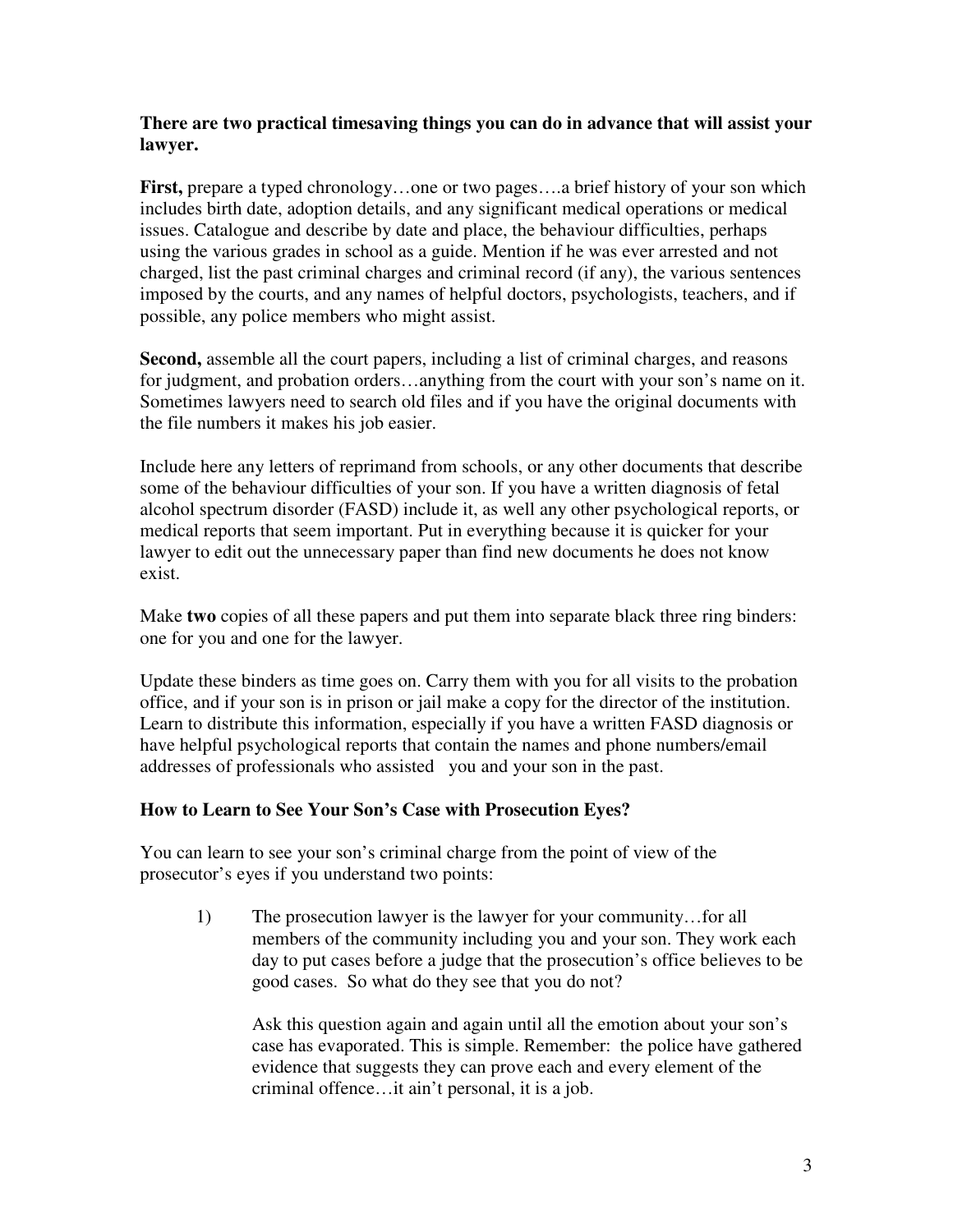**There are two practical timesaving things you can do in advance that will assist your lawyer.**

**First,** prepare a typed chronology…one or two pages….a brief history of your son which includes birth date, adoption details, and any significant medical operations or medical issues. Catalogue and describe by date and place, the behaviour difficulties, perhaps using the various grades in school as a guide. Mention if he was ever arrested and not charged, list the past criminal charges and criminal record (if any), the various sentences imposed by the courts, and any names of helpful doctors, psychologists, teachers, and if possible, any police members who might assist.

**Second,** assemble all the court papers, including a list of criminal charges, and reasons for judgment, and probation orders…anything from the court with your son's name on it. Sometimes lawyers need to search old files and if you have the original documents with the file numbers it makes his job easier.

Include here any letters of reprimand from schools, or any other documents that describe some of the behaviour difficulties of your son. If you have a written diagnosis of fetal alcohol spectrum disorder (FASD) include it, as well any other psychological reports, or medical reports that seem important. Put in everything because it is quicker for your lawyer to edit out the unnecessary paper than find new documents he does not know exist.

Make **two** copies of all these papers and put them into separate black three ring binders: one for you and one for the lawyer.

Update these binders as time goes on. Carry them with you for all visits to the probation office, and if your son is in prison or jail make a copy for the director of the institution. Learn to distribute this information, especially if you have a written FASD diagnosis or have helpful psychological reports that contain the names and phone numbers/email addresses of professionals who assisted you and your son in the past.

### How to Learn to See Your Son's Case with Prosecution Eyes?

You can learn to see your son's criminal charge from the point of view of the prosecutor's eyes if you understand two points:

1) The prosecution lawyer is the lawyer for your community…for all members of the community including you and your son. They work each day to put cases before a judge that the prosecution's office believes to be good cases. So what do they see that you do not?

   Ask this question again and again until all the emotion about your son's case has evaporated. This is simple. Remember: the police have gathered evidence that suggests they can prove each and every element of the criminal offence…it ain't personal, it is a job.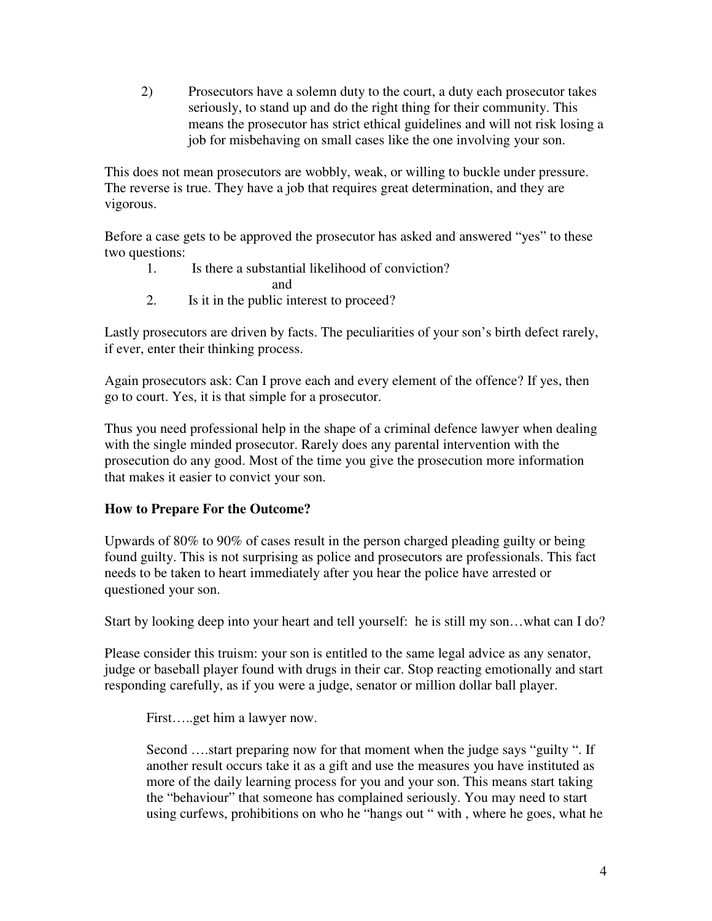2) Prosecutors have a solemn duty to the court, a duty each prosecutor takes seriously, to stand up and do the right thing for their community. This means the prosecutor has strict ethical guidelines and will not risk losing a job for misbehaving on small cases like the one involving your son.

This does not mean prosecutors are wobbly, weak, or willing to buckle under pressure. The reverse is true. They have a job that requires great determination, and they are vigorous.

Before a case gets to be approved the prosecutor has asked and answered "yes" to these two questions:

1. Is there a substantial likelihood of conviction?

   and

2. Is it in the public interest to proceed?

Lastly prosecutors are driven by facts. The peculiarities of your son's birth defect rarely, if ever, enter their thinking process.

Again prosecutors ask: Can I prove each and every element of the offence? If yes, then go to court. Yes, it is that simple for a prosecutor.

Thus you need professional help in the shape of a criminal defence lawyer when dealing with the single minded prosecutor. Rarely does any parental intervention with the prosecution do any good. Most of the time you give the prosecution more information that makes it easier to convict your son.

**How to Prepare For the Outcome?**

Upwards of 80% to 90% of cases result in the person charged pleading guilty or being found guilty. This is not surprising as police and prosecutors are professionals. This fact needs to be taken to heart immediately after you hear the police have arrested or questioned your son.

Start by looking deep into your heart and tell yourself: he is still my son…what can I do?

Please consider this truism: your son is entitled to the same legal advice as any senator, judge or baseball player found with drugs in their car. Stop reacting emotionally and start responding carefully, as if you were a judge, senator or million dollar ball player.

First…..get him a lawyer now.

Second ….start preparing now for that moment when the judge says "guilty ". If another result occurs take it as a gift and use the measures you have instituted as more of the daily learning process for you and your son. This means start taking the "behaviour" that someone has complained seriously. You may need to start using curfews, prohibitions on who he "hangs out " with , where he goes, what he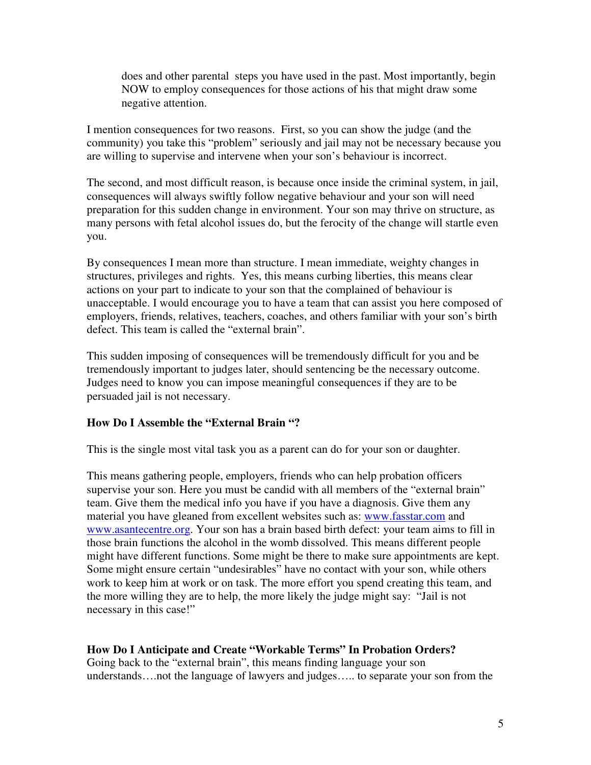does and other parental steps you have used in the past. Most importantly, begin NOW to employ consequences for those actions of his that might draw some negative attention.

I mention consequences for two reasons. First, so you can show the judge (and the community) you take this "problem" seriously and jail may not be necessary because you are willing to supervise and intervene when your son's behaviour is incorrect.

The second, and most difficult reason, is because once inside the criminal system, in jail, consequences will always swiftly follow negative behaviour and your son will need preparation for this sudden change in environment. Your son may thrive on structure, as many persons with fetal alcohol issues do, but the ferocity of the change will startle even you.

By consequences I mean more than structure. I mean immediate, weighty changes in structures, privileges and rights. Yes, this means curbing liberties, this means clear actions on your part to indicate to your son that the complained of behaviour is unacceptable. I would encourage you to have a team that can assist you here composed of employers, friends, relatives, teachers, coaches, and others familiar with your son's birth defect. This team is called the "external brain".

This sudden imposing of consequences will be tremendously difficult for you and be tremendously important to judges later, should sentencing be the necessary outcome. Judges need to know you can impose meaningful consequences if they are to be persuaded jail is not necessary.

**How Do I Assemble the "External Brain "?**

This is the single most vital task you as a parent can do for your son or daughter.

This means gathering people, employers, friends who can help probation officers supervise your son. Here you must be candid with all members of the "external brain" team. Give them the medical info you have if you have a diagnosis. Give them any material you have gleaned from excellent websites such as: www.fasstar.com and www.asantecentre.org. Your son has a brain based birth defect: your team aims to fill in those brain functions the alcohol in the womb dissolved. This means different people might have different functions. Some might be there to make sure appointments are kept. Some might ensure certain "undesirables" have no contact with your son, while others work to keep him at work or on task. The more effort you spend creating this team, and the more willing they are to help, the more likely the judge might say: "Jail is not necessary in this case!"

**How Do I Anticipate and Create "Workable Terms" In Probation Orders?**

Going back to the "external brain", this means finding language your son understands….not the language of lawyers and judges….. to separate your son from the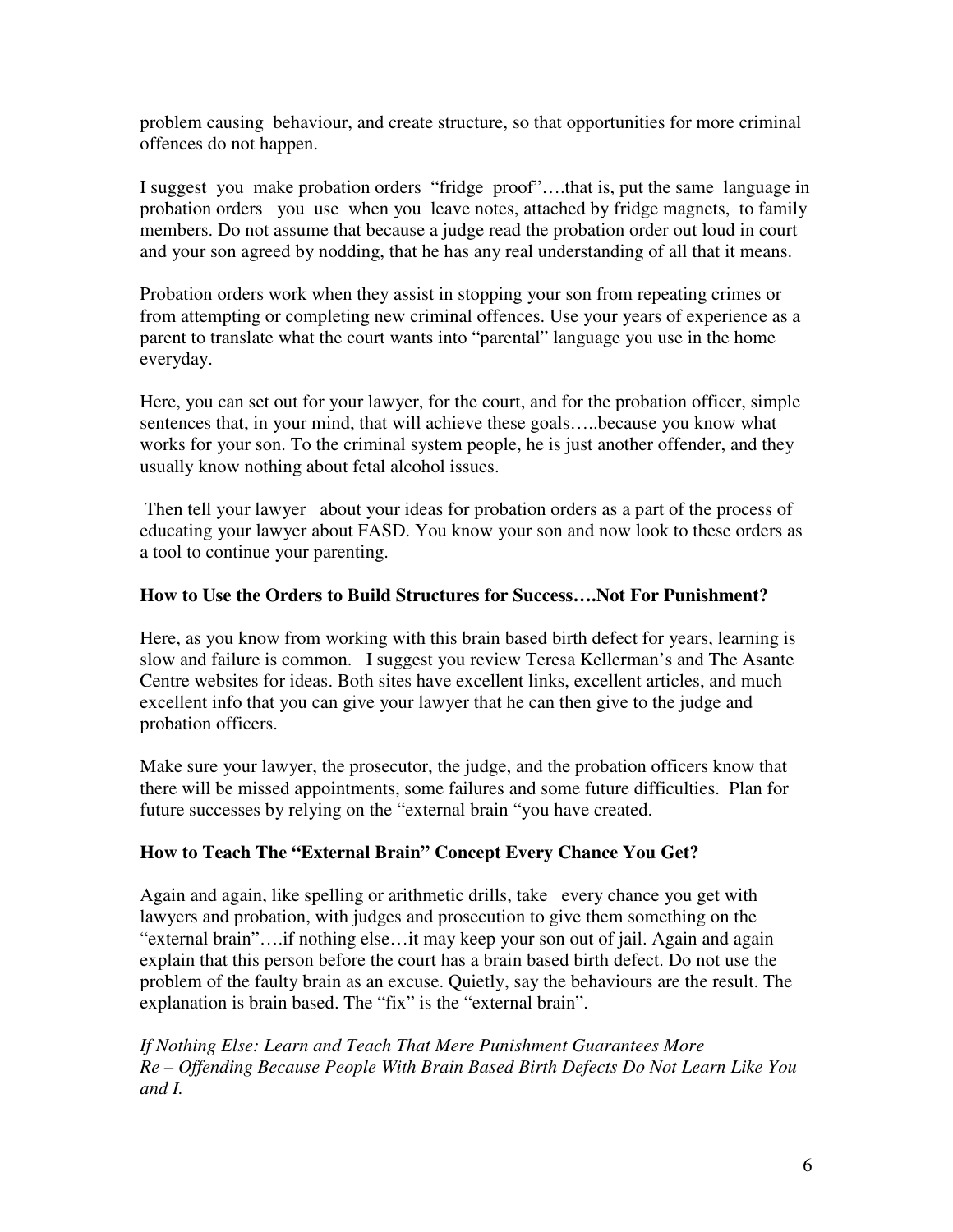problem causing behaviour, and create structure, so that opportunities for more criminal offences do not happen.

I suggest you make probation orders "fridge proof"….that is, put the same language in probation orders you use when you leave notes, attached by fridge magnets, to family members. Do not assume that because a judge read the probation order out loud in court and your son agreed by nodding, that he has any real understanding of all that it means.

Probation orders work when they assist in stopping your son from repeating crimes or from attempting or completing new criminal offences. Use your years of experience as a parent to translate what the court wants into "parental" language you use in the home everyday.

Here, you can set out for your lawyer, for the court, and for the probation officer, simple sentences that, in your mind, that will achieve these goals…..because you know what works for your son. To the criminal system people, he is just another offender, and they usually know nothing about fetal alcohol issues.

Then tell your lawyer about your ideas for probation orders as a part of the process of educating your lawyer about FASD. You know your son and now look to these orders as a tool to continue your parenting.

**How to Use the Orders to Build Structures for Success….Not For Punishment?**

Here, as you know from working with this brain based birth defect for years, learning is slow and failure is common. I suggest you review Teresa Kellerman's and The Asante Centre websites for ideas. Both sites have excellent links, excellent articles, and much excellent info that you can give your lawyer that he can then give to the judge and probation officers.

Make sure your lawyer, the prosecutor, the judge, and the probation officers know that there will be missed appointments, some failures and some future difficulties. Plan for future successes by relying on the "external brain "you have created.

**How to Teach The "External Brain" Concept Every Chance You Get?**

Again and again, like spelling or arithmetic drills, take every chance you get with lawyers and probation, with judges and prosecution to give them something on the "external brain"….if nothing else…it may keep your son out of jail. Again and again explain that this person before the court has a brain based birth defect. Do not use the problem of the faulty brain as an excuse. Quietly, say the behaviours are the result. The explanation is brain based. The "fix" is the "external brain".

*If Nothing Else: Learn and Teach That Mere Punishment Guarantees More Re – Offending Because People With Brain Based Birth Defects Do Not Learn Like You and I.*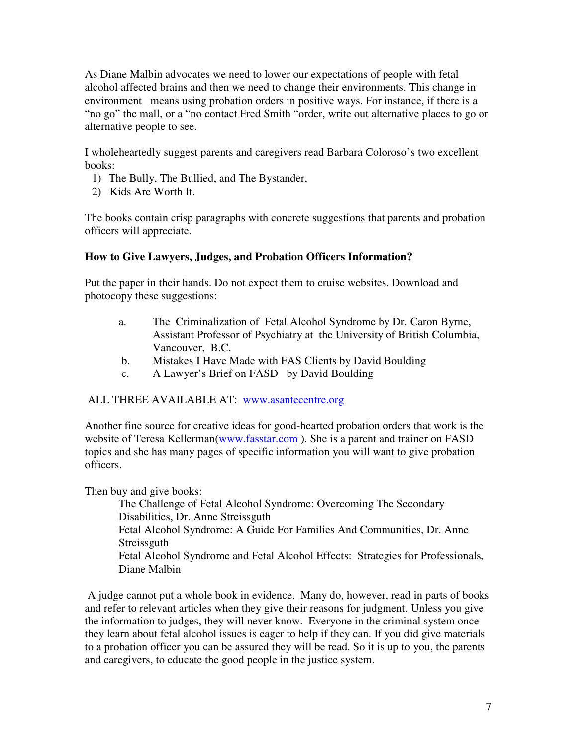As Diane Malbin advocates we need to lower our expectations of people with fetal alcohol affected brains and then we need to change their environments. This change in environment means using probation orders in positive ways. For instance, if there is a "no go" the mall, or a "no contact Fred Smith "order, write out alternative places to go or alternative people to see.

I wholeheartedly suggest parents and caregivers read Barbara Coloroso's two excellent books:

1) The Bully, The Bullied, and The Bystander,
2) Kids Are Worth It.

The books contain crisp paragraphs with concrete suggestions that parents and probation officers will appreciate.

**How to Give Lawyers, Judges, and Probation Officers Information?**

Put the paper in their hands. Do not expect them to cruise websites. Download and photocopy these suggestions:

a. The Criminalization of Fetal Alcohol Syndrome by Dr. Caron Byrne, Assistant Professor of Psychiatry at the University of British Columbia, Vancouver, B.C.
b. Mistakes I Have Made with FAS Clients by David Boulding
c. A Lawyer's Brief on FASD by David Boulding

ALL THREE AVAILABLE AT: www.asantecentre.org

Another fine source for creative ideas for good-hearted probation orders that work is the website of Teresa Kellerman(www.fasstar.com ). She is a parent and trainer on FASD topics and she has many pages of specific information you will want to give probation officers.

Then buy and give books:

The Challenge of Fetal Alcohol Syndrome: Overcoming The Secondary Disabilities, Dr. Anne Streissguth
Fetal Alcohol Syndrome: A Guide For Families And Communities, Dr. Anne Streissguth
Fetal Alcohol Syndrome and Fetal Alcohol Effects: Strategies for Professionals, Diane Malbin

A judge cannot put a whole book in evidence. Many do, however, read in parts of books and refer to relevant articles when they give their reasons for judgment. Unless you give the information to judges, they will never know. Everyone in the criminal system once they learn about fetal alcohol issues is eager to help if they can. If you did give materials to a probation officer you can be assured they will be read. So it is up to you, the parents and caregivers, to educate the good people in the justice system.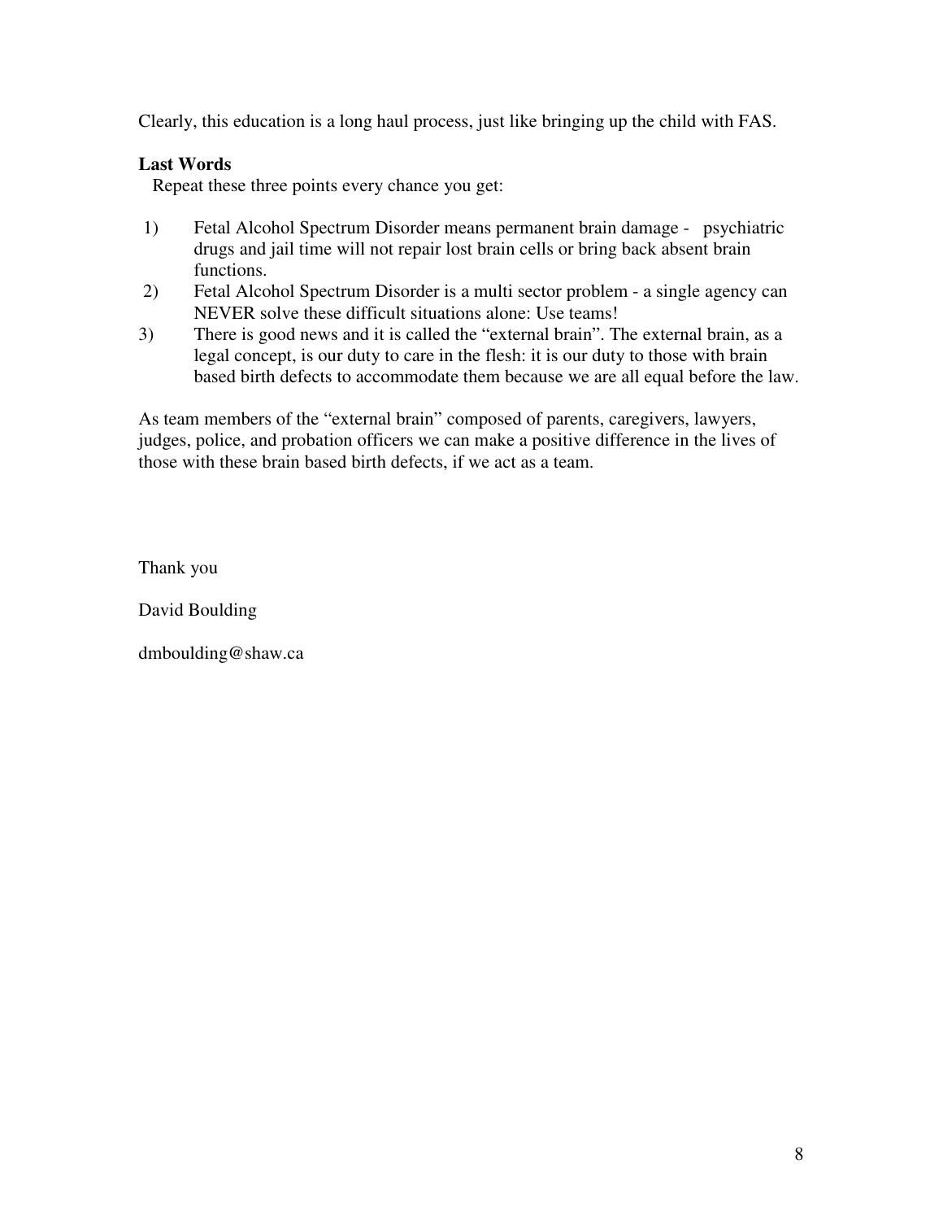Clearly, this education is a long haul process, just like bringing up the child with FAS.

**Last Words**

Repeat these three points every chance you get:

1) Fetal Alcohol Spectrum Disorder means permanent brain damage - psychiatric drugs and jail time will not repair lost brain cells or bring back absent brain functions.
2) Fetal Alcohol Spectrum Disorder is a multi sector problem - a single agency can NEVER solve these difficult situations alone: Use teams!
3) There is good news and it is called the "external brain". The external brain, as a legal concept, is our duty to care in the flesh: it is our duty to those with brain based birth defects to accommodate them because we are all equal before the law.

As team members of the "external brain" composed of parents, caregivers, lawyers, judges, police, and probation officers we can make a positive difference in the lives of those with these brain based birth defects, if we act as a team.

Thank you

David Boulding

dmboulding@shaw.ca